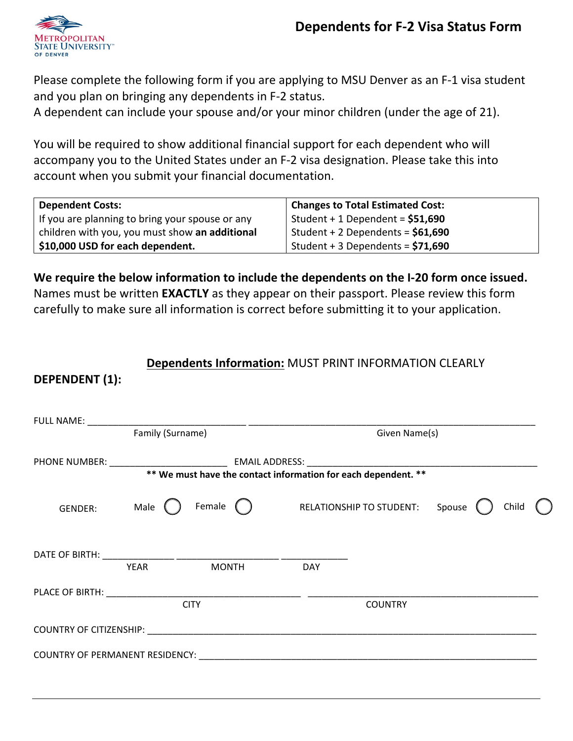# Dependents for F-2 Visa Status Form

Please complete the following form if you are applying to MSU Denver as an F-1 visa student and you plan on bringing any dependents in F-2 status.
A dependent can include your spouse and/or your minor children (under the age of 21).

You will be required to show additional financial support for each dependent who will accompany you to the United States under an F-2 visa designation. Please take this into account when you submit your financial documentation.

| **Dependent Costs:** | **Changes to Total Estimated Cost:** |
|---|---|
| If you are planning to bring your spouse or any children with you, you must show **an additional $10,000 USD for each dependent.** | Student + 1 Dependent = **$51,690**<br>Student + 2 Dependents = **$61,690**<br>Student + 3 Dependents = **$71,690** |

**We require the below information to include the dependents on the I-20 form once issued.** Names must be written **EXACTLY** as they appear on their passport. Please review this form carefully to make sure all information is correct before submitting it to your application.

**Dependents Information:** MUST PRINT INFORMATION CLEARLY

**DEPENDENT (1):**

FULL NAME: ______________________________ ______________________________________________________
Family (Surname) Given Name(s)

PHONE NUMBER: ______________________ EMAIL ADDRESS: ____________________________________________

**** We must have the contact information for each dependent. ****

GENDER: Male ◯ Female ◯ RELATIONSHIP TO STUDENT: Spouse ◯ Child ◯

DATE OF BIRTH: _____________ ___________________ _____________
YEAR MONTH DAY

PLACE OF BIRTH: _____________________________________ ___________________________________________
CITY COUNTRY

COUNTRY OF CITIZENSHIP: _________________________________________________________________________

COUNTRY OF PERMANENT RESIDENCY: _______________________________________________________________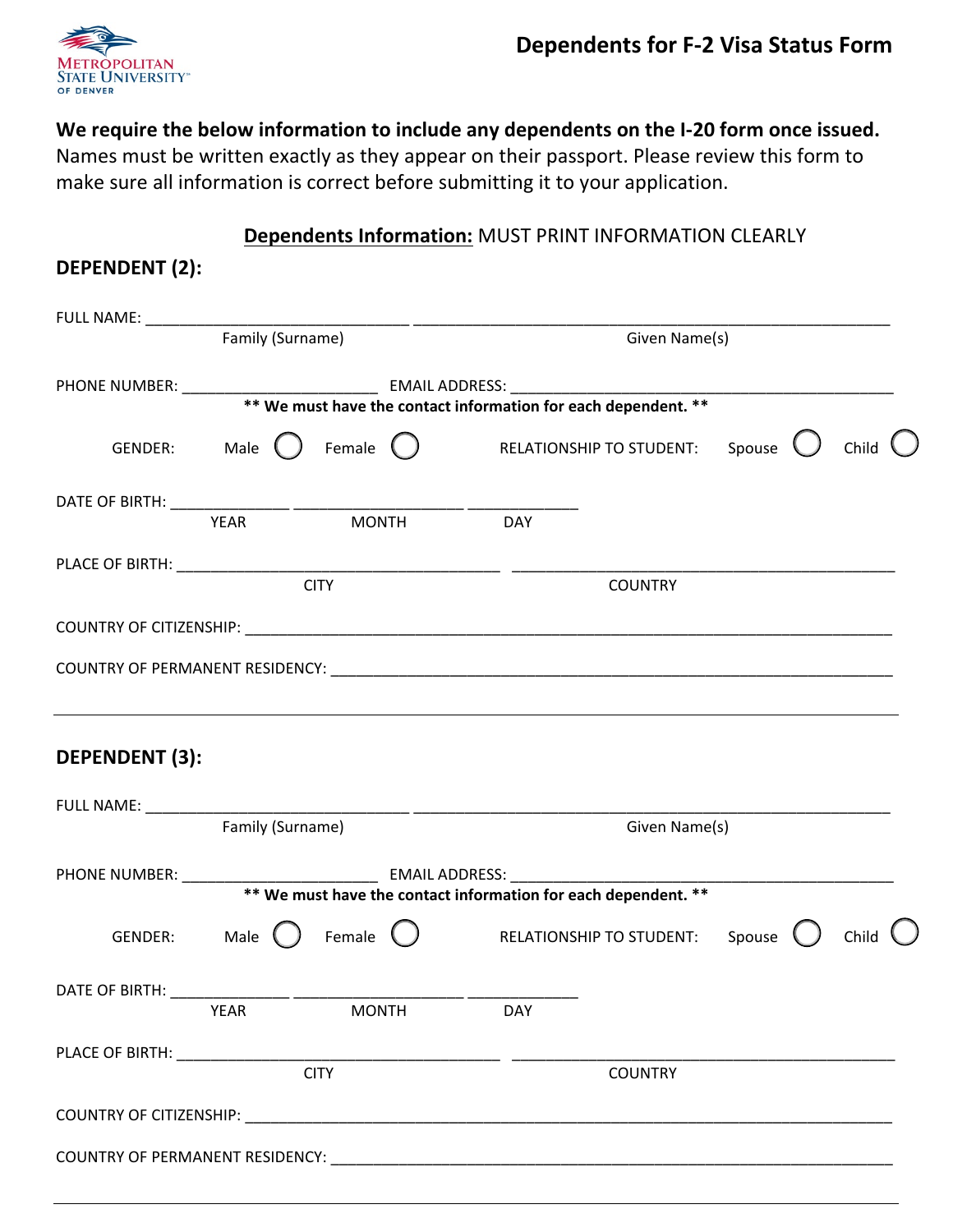METROPOLITAN STATE UNIVERSITY OF DENVER

# Dependents for F-2 Visa Status Form

**We require the below information to include any dependents on the I-20 form once issued.** Names must be written exactly as they appear on their passport. Please review this form to make sure all information is correct before submitting it to your application.

**Dependents Information:** MUST PRINT INFORMATION CLEARLY

## DEPENDENT (2):

FULL NAME: ______________________________ ______________________________________________________
Family (Surname) Given Name(s)

PHONE NUMBER: ______________________ EMAIL ADDRESS: __________________________________________
**\*\* We must have the contact information for each dependent. \*\***

GENDER: Male ◯ Female ◯ RELATIONSHIP TO STUDENT: Spouse ◯ Child ◯

DATE OF BIRTH: _____________ ___________________ ____________
YEAR MONTH DAY

PLACE OF BIRTH: ____________________________________ ___________________________________________
CITY COUNTRY

COUNTRY OF CITIZENSHIP: ________________________________________________________________________

COUNTRY OF PERMANENT RESIDENCY: _______________________________________________________________

---

## DEPENDENT (3):

FULL NAME: ______________________________ ______________________________________________________
Family (Surname) Given Name(s)

PHONE NUMBER: ______________________ EMAIL ADDRESS: __________________________________________
**\*\* We must have the contact information for each dependent. \*\***

GENDER: Male ◯ Female ◯ RELATIONSHIP TO STUDENT: Spouse ◯ Child ◯

DATE OF BIRTH: _____________ ___________________ ____________
YEAR MONTH DAY

PLACE OF BIRTH: ____________________________________ ___________________________________________
CITY COUNTRY

COUNTRY OF CITIZENSHIP: ________________________________________________________________________

COUNTRY OF PERMANENT RESIDENCY: _______________________________________________________________